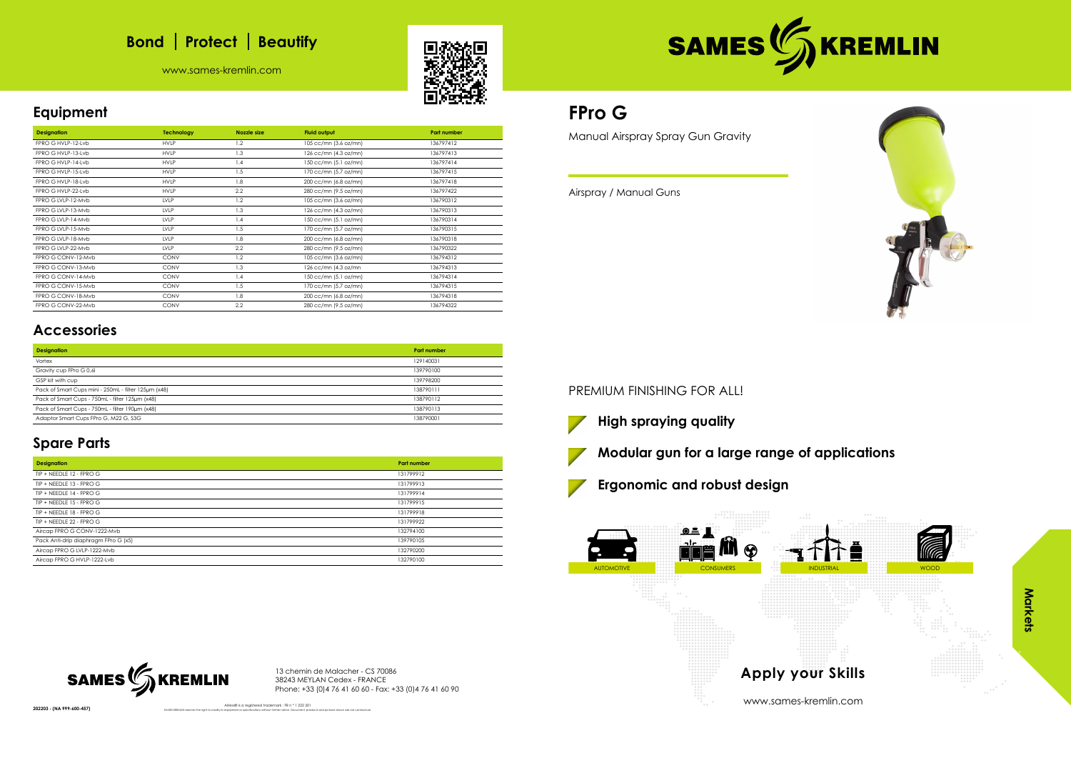## Bond | Protect | Beautify

www.sames-kremlin.com

SAMES KREMLIN

## Equipment

| Designation | Technology | Nozzle size | Fluid output | Part number |
|---|---|---|---|---|
| FPRO G HVLP-12-Lvb | HVLP | 1.2 | 105 cc/mn (3.6 oz/mn) | 136797412 |
| FPRO G HVLP-13-Lvb | HVLP | 1.3 | 126 cc/mn (4.3 oz/mn) | 136797413 |
| FPRO G HVLP-14-Lvb | HVLP | 1.4 | 150 cc/mn (5.1 oz/mn) | 136797414 |
| FPRO G HVLP-15-Lvb | HVLP | 1.5 | 170 cc/mn (5.7 oz/mn) | 136797415 |
| FPRO G HVLP-18-Lvb | HVLP | 1.8 | 200 cc/mn (6.8 oz/mn) | 136797418 |
| FPRO G HVLP-22-Lvb | HVLP | 2.2 | 280 cc/mn (9.5 oz/mn) | 136797422 |
| FPRO G LVLP-12-Mvb | LVLP | 1.2 | 105 cc/mn (3.6 oz/mn) | 136790312 |
| FPRO G LVLP-13-Mvb | LVLP | 1.3 | 126 cc/mn (4.3 oz/mn) | 136790313 |
| FPRO G LVLP-14-Mvb | LVLP | 1.4 | 150 cc/mn (5.1 oz/mn) | 136790314 |
| FPRO G LVLP-15-Mvb | LVLP | 1.5 | 170 cc/mn (5.7 oz/mn) | 136790315 |
| FPRO G LVLP-18-Mvb | LVLP | 1.8 | 200 cc/mn (6.8 oz/mn) | 136790318 |
| FPRO G LVLP-22-Mvb | LVLP | 2.2 | 280 cc/mn (9.5 oz/mn) | 136790322 |
| FPRO G CONV-12-Mvb | CONV | 1.2 | 105 cc/mn (3.6 oz/mn) | 136794312 |
| FPRO G CONV-13-Mvb | CONV | 1.3 | 126 cc/mn (4.3 oz/mn | 136794313 |
| FPRO G CONV-14-Mvb | CONV | 1.4 | 150 cc/mn (5.1 oz/mn) | 136794314 |
| FPRO G CONV-15-Mvb | CONV | 1.5 | 170 cc/mn (5.7 oz/mn) | 136794315 |
| FPRO G CONV-18-Mvb | CONV | 1.8 | 200 cc/mn (6.8 oz/mn) | 136794318 |
| FPRO G CONV-22-Mvb | CONV | 2.2 | 280 cc/mn (9.5 oz/mn) | 136794322 |

## Accessories

| Designation | Part number |
|---|---|
| Vortex | 129140031 |
| Gravity cup FPro G 0,6l | 139790100 |
| GSP kit with cup | 139798200 |
| Pack of Smart Cups mini - 250mL - filter 125µm (x48) | 138790111 |
| Pack of Smart Cups - 750mL - filter 125µm (x48) | 138790112 |
| Pack of Smart Cups - 750mL - filter 190µm (x48) | 138790113 |
| Adaptor Smart Cups FPro G, M22 G, S3G | 138790001 |

## Spare Parts

| Designation | Part number |
|---|---|
| TIP + NEEDLE 12 - FPRO G | 131799912 |
| TIP + NEEDLE 13 - FPRO G | 131799913 |
| TIP + NEEDLE 14 - FPRO G | 131799914 |
| TIP + NEEDLE 15 - FPRO G | 131799915 |
| TIP + NEEDLE 18 - FPRO G | 131799918 |
| TIP + NEEDLE 22 - FPRO G | 131799922 |
| Aircap FPRO G CONV-1222-Mvb | 132794100 |
| Pack Anti-drip diaphragm FPro G (x5) | 139790105 |
| Aircap FPRO G LVLP-1222-Mvb | 132790200 |
| Aircap FPRO G HVLP-1222-Lvb | 132790100 |

# FPro G

Manual Airspray Spray Gun Gravity

Airspray / Manual Guns

PREMIUM FINISHING FOR ALL!

- **High spraying quality**
- **Modular gun for a large range of applications**
- **Ergonomic and robust design**

AUTOMOTIVE | CONSUMERS | INDUSTRIAL | WOOD

Markets

**Apply your Skills**

www.sames-kremlin.com

SAMES KREMLIN

13 chemin de Malacher - CS 70086
38243 MEYLAN Cedex - FRANCE
Phone: +33 (0)4 76 41 60 60 - Fax: +33 (0)4 76 41 60 90

Airless® is a registered trademark : FR n ° 1 222 301

SAMES KREMLIN reserves the right to modify its equipment or specifications without further notice. Document, products and pictures shown are not contractual.

202203 - (NA 999-600-457)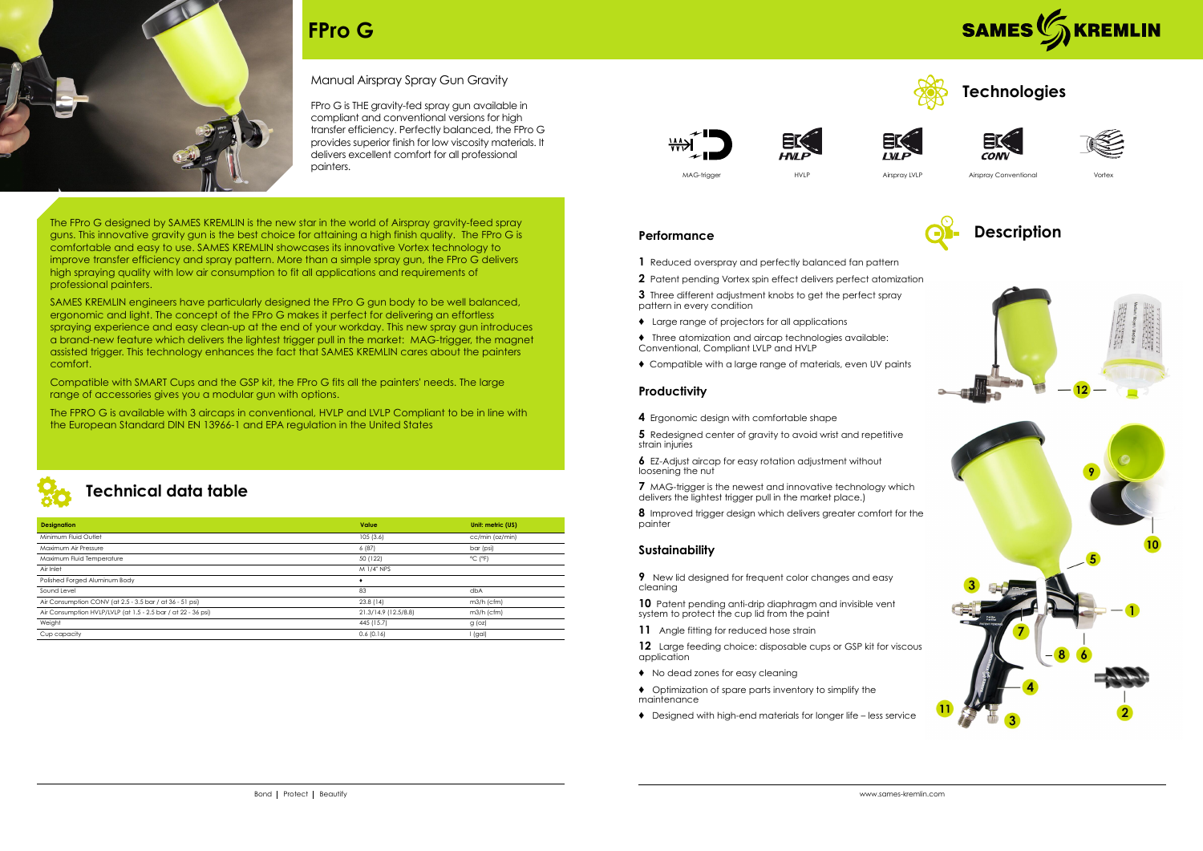# FPro G

## Manual Airspray Spray Gun Gravity

FPro G is THE gravity-fed spray gun available in compliant and conventional versions for high transfer efficiency. Perfectly balanced, the FPro G provides superior finish for low viscosity materials. It delivers excellent comfort for all professional painters.

The FPro G designed by SAMES KREMLIN is the new star in the world of Airspray gravity-feed spray guns. This innovative gravity gun is the best choice for attaining a high finish quality. The FPro G is comfortable and easy to use. SAMES KREMLIN showcases its innovative Vortex technology to improve transfer efficiency and spray pattern. More than a simple spray gun, the FPro G delivers high spraying quality with low air consumption to fit all applications and requirements of professional painters.

SAMES KREMLIN engineers have particularly designed the FPro G gun body to be well balanced, ergonomic and light. The concept of the FPro G makes it perfect for delivering an effortless spraying experience and easy clean-up at the end of your workday. This new spray gun introduces a brand-new feature which delivers the lightest trigger pull in the market: MAG-trigger, the magnet assisted trigger. This technology enhances the fact that SAMES KREMLIN cares about the painters comfort.

Compatible with SMART Cups and the GSP kit, the FPro G fits all the painters' needs. The large range of accessories gives you a modular gun with options.

The FPRO G is available with 3 aircaps in conventional, HVLP and LVLP Compliant to be in line with the European Standard DIN EN 13966-1 and EPA regulation in the United States

## Technical data table

| Designation | Value | Unit: metric (US) |
|---|---|---|
| Minimum Fluid Outlet | 105 (3.6) | cc/min (oz/min) |
| Maximum Air Pressure | 6 (87) | bar (psi) |
| Maximum Fluid Temperature | 50 (122) | °C (°F) |
| Air Inlet | M 1/4" NPS | |
| Polished Forged Aluminum Body | ♦ | |
| Sound Level | 83 | dbA |
| Air Consumption CONV (at 2.5 - 3.5 bar / at 36 - 51 psi) | 23.8 (14) | m3/h (cfm) |
| Air Consumption HVLP/LVLP (at 1.5 - 2.5 bar / at 22 - 36 psi) | 21.3/14.9 (12.5/8.8) | m3/h (cfm) |
| Weight | 445 (15.7) | g (oz) |
| Cup capacity | 0.6 (0.16) | l (gal) |

## Technologies

MAG-trigger
HVLP
Airspray LVLP
Airspray Conventional
Vortex

## Description

### Performance

**1** Reduced overspray and perfectly balanced fan pattern

**2** Patent pending Vortex spin effect delivers perfect atomization

**3** Three different adjustment knobs to get the perfect spray pattern in every condition

- ♦ Large range of projectors for all applications
- ♦ Three atomization and aircap technologies available: Conventional, Compliant LVLP and HVLP
- ♦ Compatible with a large range of materials, even UV paints

### Productivity

**4** Ergonomic design with comfortable shape

**5** Redesigned center of gravity to avoid wrist and repetitive strain injuries

**6** EZ-Adjust aircap for easy rotation adjustment without loosening the nut

**7** MAG-trigger is the newest and innovative technology which delivers the lightest trigger pull in the market place.)

**8** Improved trigger design which delivers greater comfort for the painter

### Sustainability

**9** New lid designed for frequent color changes and easy cleaning

**10** Patent pending anti-drip diaphragm and invisible vent system to protect the cup lid from the paint

**11** Angle fitting for reduced hose strain

**12** Large feeding choice: disposable cups or GSP kit for viscous application

- ♦ No dead zones for easy cleaning
- ♦ Optimization of spare parts inventory to simplify the maintenance
- ♦ Designed with high-end materials for longer life – less service

Bond | Protect | Beautify

www.sames-kremlin.com